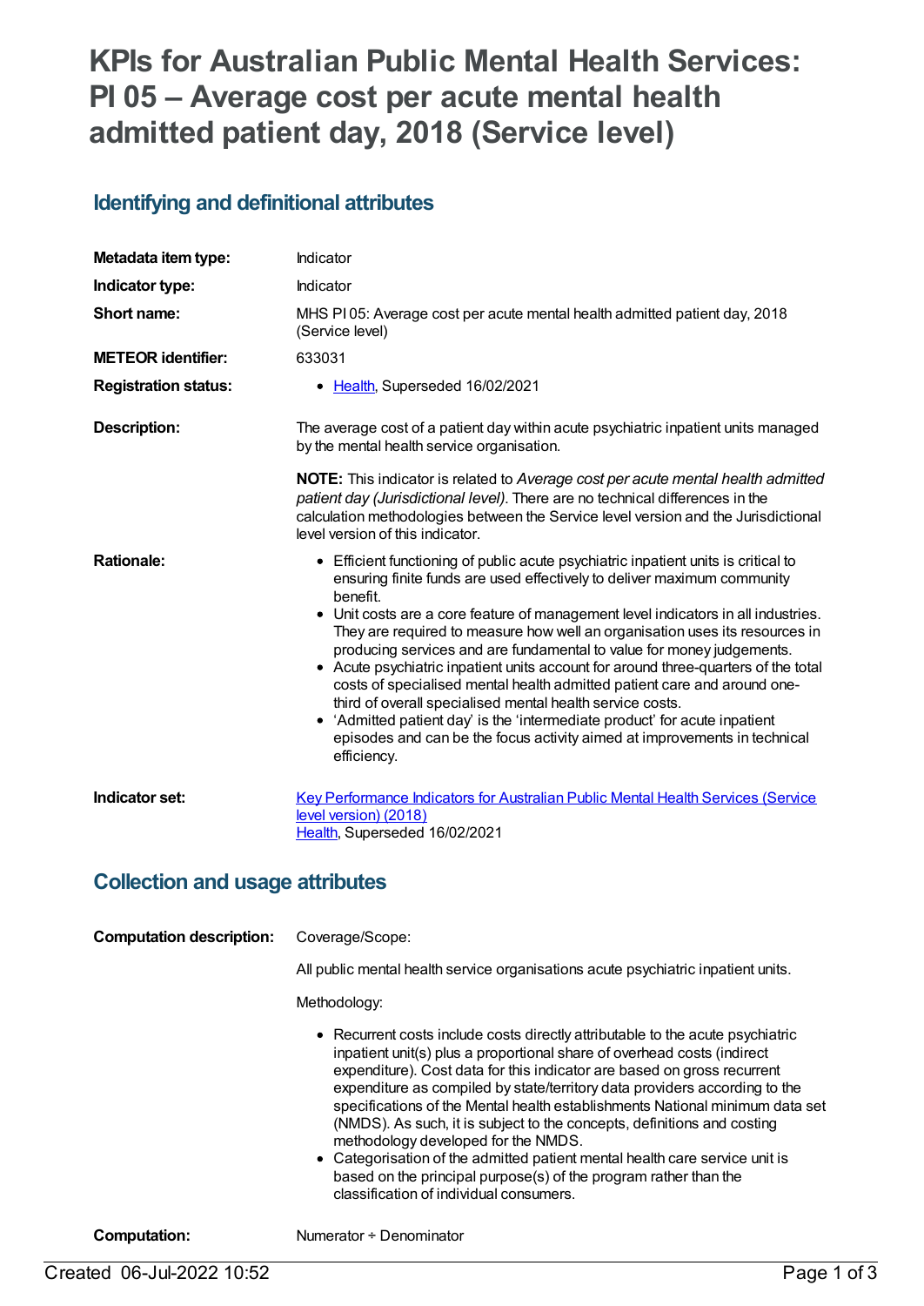# KPIs for Australian Public Mental Health Services: PI 05 – Average cost per acute mental health admitted patient day, 2018 (Service level)

## Identifying and definitional attributes

| | |
|---|---|
| **Metadata item type:** | Indicator |
| **Indicator type:** | Indicator |
| **Short name:** | MHS PI 05: Average cost per acute mental health admitted patient day, 2018 (Service level) |
| **METEOR identifier:** | 633031 |
| **Registration status:** | • Health, Superseded 16/02/2021 |
| **Description:** | The average cost of a patient day within acute psychiatric inpatient units managed by the mental health service organisation.<br><br>**NOTE:** This indicator is related to *Average cost per acute mental health admitted patient day (Jurisdictional level)*. There are no technical differences in the calculation methodologies between the Service level version and the Jurisdictional level version of this indicator. |
| **Rationale:** | • Efficient functioning of public acute psychiatric inpatient units is critical to ensuring finite funds are used effectively to deliver maximum community benefit.<br>• Unit costs are a core feature of management level indicators in all industries. They are required to measure how well an organisation uses its resources in producing services and are fundamental to value for money judgements.<br>• Acute psychiatric inpatient units account for around three-quarters of the total costs of specialised mental health admitted patient care and around one-third of overall specialised mental health service costs.<br>• 'Admitted patient day' is the 'intermediate product' for acute inpatient episodes and can be the focus activity aimed at improvements in technical efficiency. |
| **Indicator set:** | Key Performance Indicators for Australian Public Mental Health Services (Service level version) (2018)<br>Health, Superseded 16/02/2021 |

## Collection and usage attributes

| | |
|---|---|
| **Computation description:** | Coverage/Scope:<br><br>All public mental health service organisations acute psychiatric inpatient units.<br><br>Methodology:<br><br>• Recurrent costs include costs directly attributable to the acute psychiatric inpatient unit(s) plus a proportional share of overhead costs (indirect expenditure). Cost data for this indicator are based on gross recurrent expenditure as compiled by state/territory data providers according to the specifications of the Mental health establishments National minimum data set (NMDS). As such, it is subject to the concepts, definitions and costing methodology developed for the NMDS.<br>• Categorisation of the admitted patient mental health care service unit is based on the principal purpose(s) of the program rather than the classification of individual consumers. |
| **Computation:** | Numerator ÷ Denominator |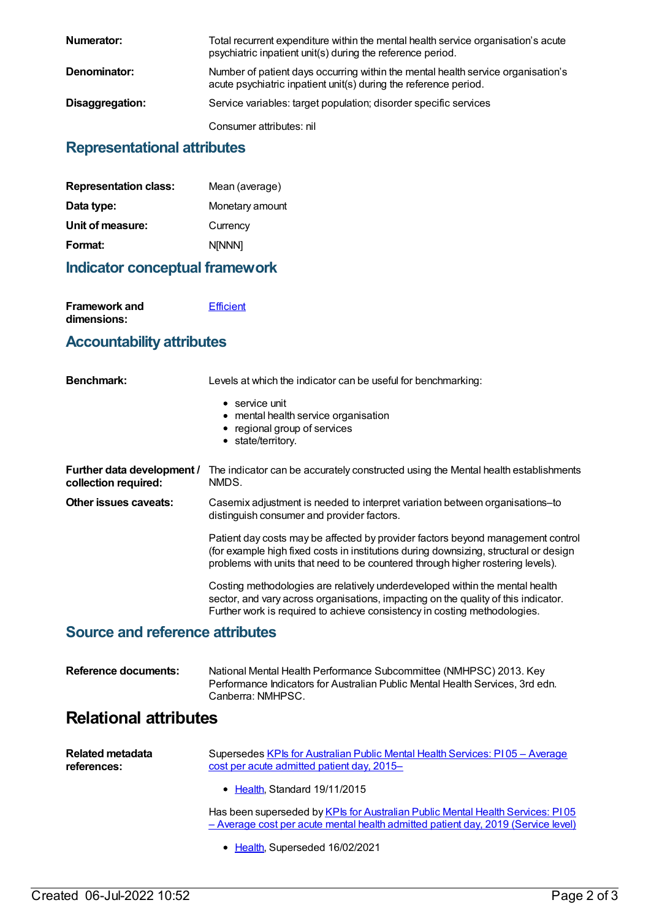**Numerator:** Total recurrent expenditure within the mental health service organisation's acute psychiatric inpatient unit(s) during the reference period.

**Denominator:** Number of patient days occurring within the mental health service organisation's acute psychiatric inpatient unit(s) during the reference period.

**Disaggregation:** Service variables: target population; disorder specific services

Consumer attributes: nil

## Representational attributes

**Representation class:** Mean (average)

**Data type:** Monetary amount

**Unit of measure:** Currency

**Format:** N[NNN]

## Indicator conceptual framework

**Framework and dimensions:** Efficient

## Accountability attributes

**Benchmark:** Levels at which the indicator can be useful for benchmarking:

- service unit
- mental health service organisation
- regional group of services
- state/territory.

**Further data development / collection required:** The indicator can be accurately constructed using the Mental health establishments NMDS.

**Other issues caveats:** Casemix adjustment is needed to interpret variation between organisations–to distinguish consumer and provider factors.

Patient day costs may be affected by provider factors beyond management control (for example high fixed costs in institutions during downsizing, structural or design problems with units that need to be countered through higher rostering levels).

Costing methodologies are relatively underdeveloped within the mental health sector, and vary across organisations, impacting on the quality of this indicator. Further work is required to achieve consistency in costing methodologies.

## Source and reference attributes

**Reference documents:** National Mental Health Performance Subcommittee (NMHPSC) 2013. Key Performance Indicators for Australian Public Mental Health Services, 3rd edn. Canberra: NMHPSC.

# Relational attributes

**Related metadata references:** Supersedes KPIs for Australian Public Mental Health Services: PI 05 – Average cost per acute admitted patient day, 2015–

- Health, Standard 19/11/2015

Has been superseded by KPIs for Australian Public Mental Health Services: PI 05 – Average cost per acute mental health admitted patient day, 2019 (Service level)

- Health, Superseded 16/02/2021